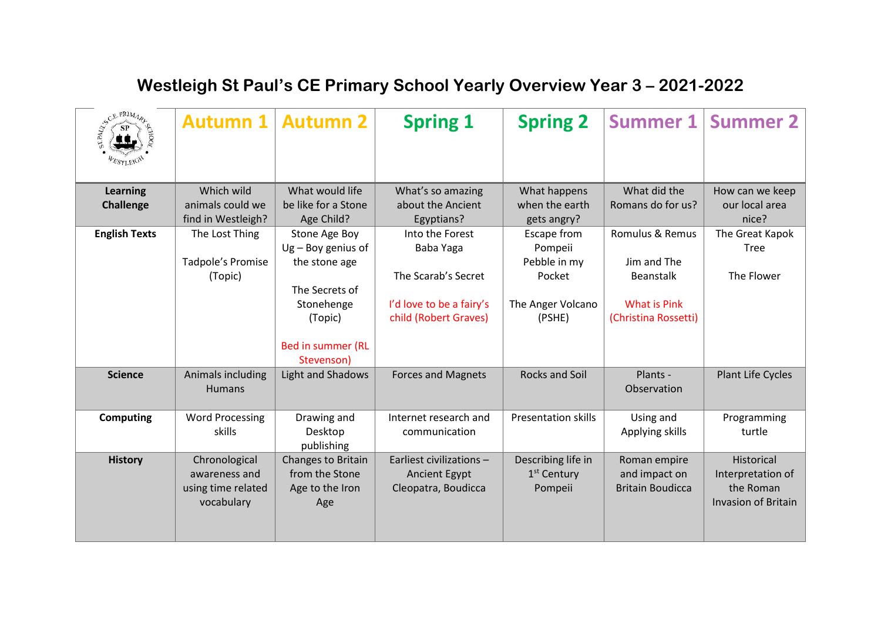# Westleigh St Paul's CE Primary School Yearly Overview Year 3 – 2021-2022

| | Autumn 1 | Autumn 2 | Spring 1 | Spring 2 | Summer 1 | Summer 2 |
|---|---|---|---|---|---|---|
| **Learning Challenge** | Which wild animals could we find in Westleigh? | What would life be like for a Stone Age Child? | What's so amazing about the Ancient Egyptians? | What happens when the earth gets angry? | What did the Romans do for us? | How can we keep our local area nice? |
| **English Texts** | The Lost Thing<br><br>Tadpole's Promise (Topic) | Stone Age Boy<br>Ug – Boy genius of the stone age<br><br>The Secrets of Stonehenge (Topic)<br><br>Bed in summer (RL Stevenson) | Into the Forest<br>Baba Yaga<br><br>The Scarab's Secret<br><br>I'd love to be a fairy's child (Robert Graves) | Escape from Pompeii<br>Pebble in my Pocket<br><br>The Anger Volcano (PSHE) | Romulus & Remus<br><br>Jim and The Beanstalk<br><br>What is Pink (Christina Rossetti) | The Great Kapok Tree<br><br>The Flower |
| **Science** | Animals including Humans | Light and Shadows | Forces and Magnets | Rocks and Soil | Plants - Observation | Plant Life Cycles |
| **Computing** | Word Processing skills | Drawing and Desktop publishing | Internet research and communication | Presentation skills | Using and Applying skills | Programming turtle |
| **History** | Chronological awareness and using time related vocabulary | Changes to Britain from the Stone Age to the Iron Age | Earliest civilizations – Ancient Egypt Cleopatra, Boudicca | Describing life in 1st Century Pompeii | Roman empire and impact on Britain Boudicca | Historical Interpretation of the Roman Invasion of Britain |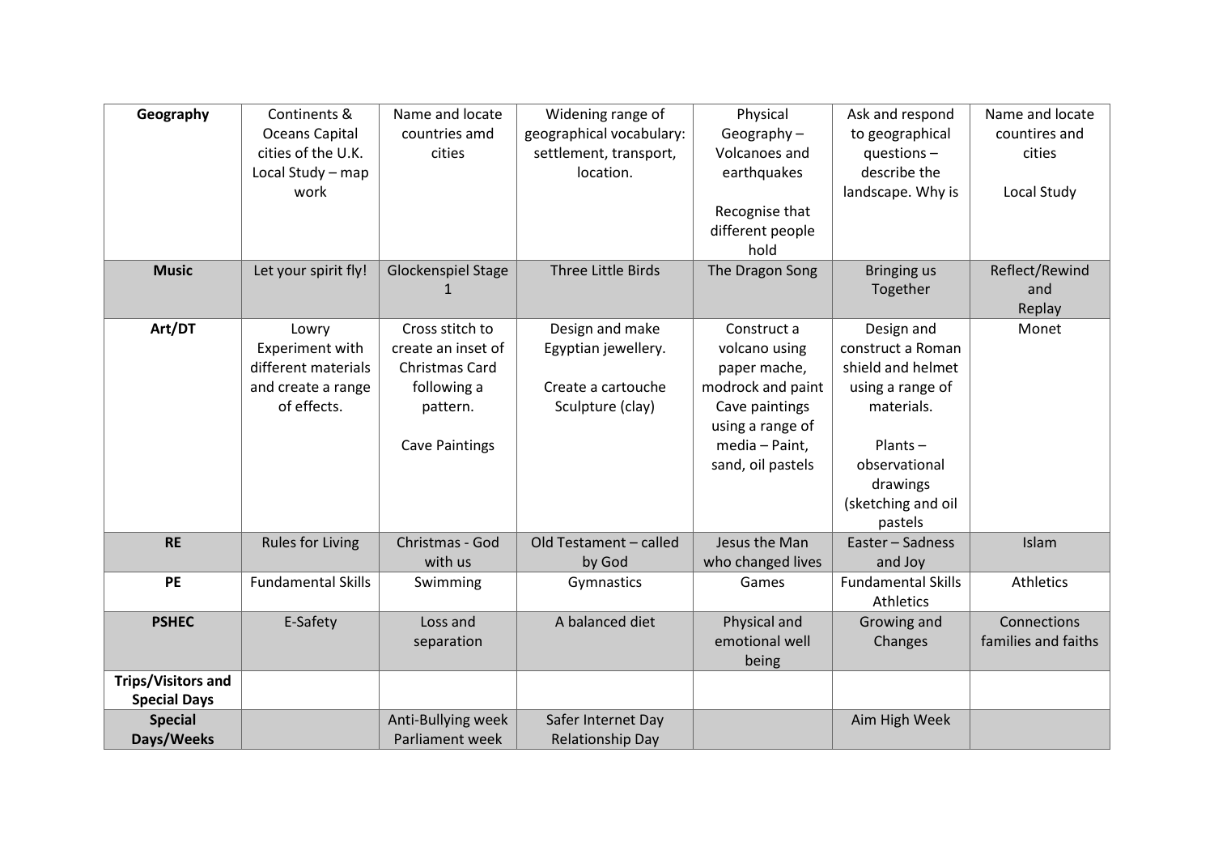| | | | | | | |
|---|---|---|---|---|---|---|
| **Geography** | Continents & Oceans Capital cities of the U.K. Local Study – map work | Name and locate countries amd cities | Widening range of geographical vocabulary: settlement, transport, location. | Physical Geography – Volcanoes and earthquakes<br><br>Recognise that different people hold | Ask and respond to geographical questions – describe the landscape. Why is | Name and locate countires and cities<br><br>Local Study |
| **Music** | Let your spirit fly! | Glockenspiel Stage 1 | Three Little Birds | The Dragon Song | Bringing us Together | Reflect/Rewind and Replay |
| **Art/DT** | Lowry Experiment with different materials and create a range of effects. | Cross stitch to create an inset of Christmas Card following a pattern.<br><br>Cave Paintings | Design and make Egyptian jewellery.<br><br>Create a cartouche Sculpture (clay) | Construct a volcano using paper mache, modrock and paint Cave paintings using a range of media – Paint, sand, oil pastels | Design and construct a Roman shield and helmet using a range of materials.<br><br>Plants – observational drawings (sketching and oil pastels | Monet |
| **RE** | Rules for Living | Christmas - God with us | Old Testament – called by God | Jesus the Man who changed lives | Easter – Sadness and Joy | Islam |
| **PE** | Fundamental Skills | Swimming | Gymnastics | Games | Fundamental Skills Athletics | Athletics |
| **PSHEC** | E-Safety | Loss and separation | A balanced diet | Physical and emotional well being | Growing and Changes | Connections families and faiths |
| **Trips/Visitors and Special Days** | | | | | | |
| **Special Days/Weeks** | | Anti-Bullying week Parliament week | Safer Internet Day Relationship Day | | Aim High Week | |